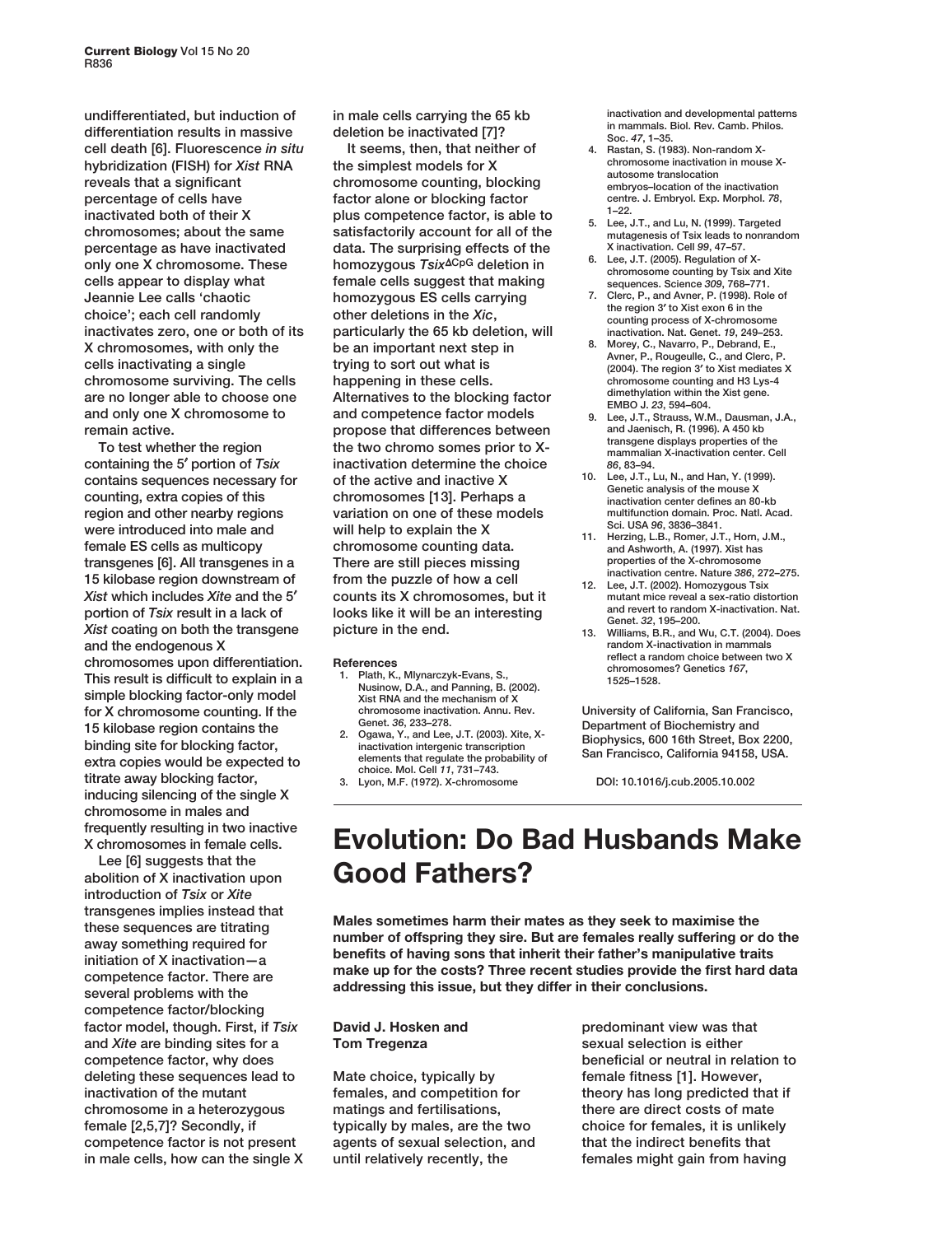undifferentiated, but induction of differentiation results in massive cell death [6]. Fluorescence *in situ* hybridization (FISH) for *Xist* RNA reveals that a significant percentage of cells have inactivated both of their X chromosomes; about the same percentage as have inactivated only one X chromosome. These cells appear to display what Jeannie Lee calls 'chaotic choice'; each cell randomly inactivates zero, one or both of its X chromosomes, with only the cells inactivating a single chromosome surviving. The cells are no longer able to choose one and only one X chromosome to remain active.

To test whether the region containing the 5′ portion of *Tsix* contains sequences necessary for counting, extra copies of this region and other nearby regions were introduced into male and female ES cells as multicopy transgenes [6]. All transgenes in a 15 kilobase region downstream of *Xist* which includes *Xite* and the 5′ portion of *Tsix* result in a lack of *Xist* coating on both the transgene and the endogenous X chromosomes upon differentiation. This result is difficult to explain in a simple blocking factor-only model for X chromosome counting. If the 15 kilobase region contains the binding site for blocking factor, extra copies would be expected to titrate away blocking factor, inducing silencing of the single X chromosome in males and frequently resulting in two inactive X chromosomes in female cells.

Lee [6] suggests that the abolition of X inactivation upon introduction of *Tsix* or *Xite* transgenes implies instead that these sequences are titrating away something required for initiation of X inactivation—a competence factor. There are several problems with the competence factor/blocking factor model, though. First, if *Tsix* and *Xite* are binding sites for a competence factor, why does deleting these sequences lead to inactivation of the mutant chromosome in a heterozygous female [2,5,7]? Secondly, if competence factor is not present in male cells, how can the single X in male cells carrying the 65 kb deletion be inactivated [7]?

It seems, then, that neither of the simplest models for X chromosome counting, blocking factor alone or blocking factor plus competence factor, is able to satisfactorily account for all of the data. The surprising effects of the homozygous $Tsix^{\Delta CpG}$ deletion in female cells suggest that making homozygous ES cells carrying other deletions in the *Xic*, particularly the 65 kb deletion, will be an important next step in trying to sort out what is happening in these cells. Alternatives to the blocking factor and competence factor models propose that differences between the two chromo somes prior to X-inactivation determine the choice of the active and inactive X chromosomes [13]. Perhaps a variation on one of these models will help to explain the X chromosome counting data. There are still pieces missing from the puzzle of how a cell counts its X chromosomes, but it looks like it will be an interesting picture in the end.

**References**

1. Plath, K., Mlynarczyk-Evans, S., Nusinow, D.A., and Panning, B. (2002). Xist RNA and the mechanism of X chromosome inactivation. Annu. Rev. Genet. *36*, 233–278.
2. Ogawa, Y., and Lee, J.T. (2003). Xite, X-inactivation intergenic transcription elements that regulate the probability of choice. Mol. Cell *11*, 731–743.
3. Lyon, M.F. (1972). X-chromosome inactivation and developmental patterns in mammals. Biol. Rev. Camb. Philos. Soc. *47*, 1–35.
4. Rastan, S. (1983). Non-random X-chromosome inactivation in mouse X-autosome translocation embryos–location of the inactivation centre. J. Embryol. Exp. Morphol. *78*, 1–22.
5. Lee, J.T., and Lu, N. (1999). Targeted mutagenesis of Tsix leads to nonrandom X inactivation. Cell *99*, 47–57.
6. Lee, J.T. (2005). Regulation of X-chromosome counting by Tsix and Xite sequences. Science *309*, 768–771.
7. Clerc, P., and Avner, P. (1998). Role of the region 3′ to Xist exon 6 in the counting process of X-chromosome inactivation. Nat. Genet. *19*, 249–253.
8. Morey, C., Navarro, P., Debrand, E., Avner, P., Rougeulle, C., and Clerc, P. (2004). The region 3′ to Xist mediates X chromosome counting and H3 Lys-4 dimethylation within the Xist gene. EMBO J. *23*, 594–604.
9. Lee, J.T., Strauss, W.M., Dausman, J.A., and Jaenisch, R. (1996). A 450 kb transgene displays properties of the mammalian X-inactivation center. Cell *86*, 83–94.
10. Lee, J.T., Lu, N., and Han, Y. (1999). Genetic analysis of the mouse X inactivation center defines an 80-kb multifunction domain. Proc. Natl. Acad. Sci. USA *96*, 3836–3841.
11. Herzing, L.B., Romer, J.T., Horn, J.M., and Ashworth, A. (1997). Xist has properties of the X-chromosome inactivation centre. Nature *386*, 272–275.
12. Lee, J.T. (2002). Homozygous Tsix mutant mice reveal a sex-ratio distortion and revert to random X-inactivation. Nat. Genet. *32*, 195–200.
13. Williams, B.R., and Wu, C.T. (2004). Does random X-inactivation in mammals reflect a random choice between two X chromosomes? Genetics *167*, 1525–1528.

University of California, San Francisco, Department of Biochemistry and Biophysics, 600 16th Street, Box 2200, San Francisco, California 94158, USA.

DOI: 10.1016/j.cub.2005.10.002

# Evolution: Do Bad Husbands Make Good Fathers?

**Males sometimes harm their mates as they seek to maximise the number of offspring they sire. But are females really suffering or do the benefits of having sons that inherit their father's manipulative traits make up for the costs? Three recent studies provide the first hard data addressing this issue, but they differ in their conclusions.**

**David J. Hosken and Tom Tregenza**

Mate choice, typically by females, and competition for matings and fertilisations, typically by males, are the two agents of sexual selection, and until relatively recently, the predominant view was that sexual selection is either beneficial or neutral in relation to female fitness [1]. However, theory has long predicted that if there are direct costs of mate choice for females, it is unlikely that the indirect benefits that females might gain from having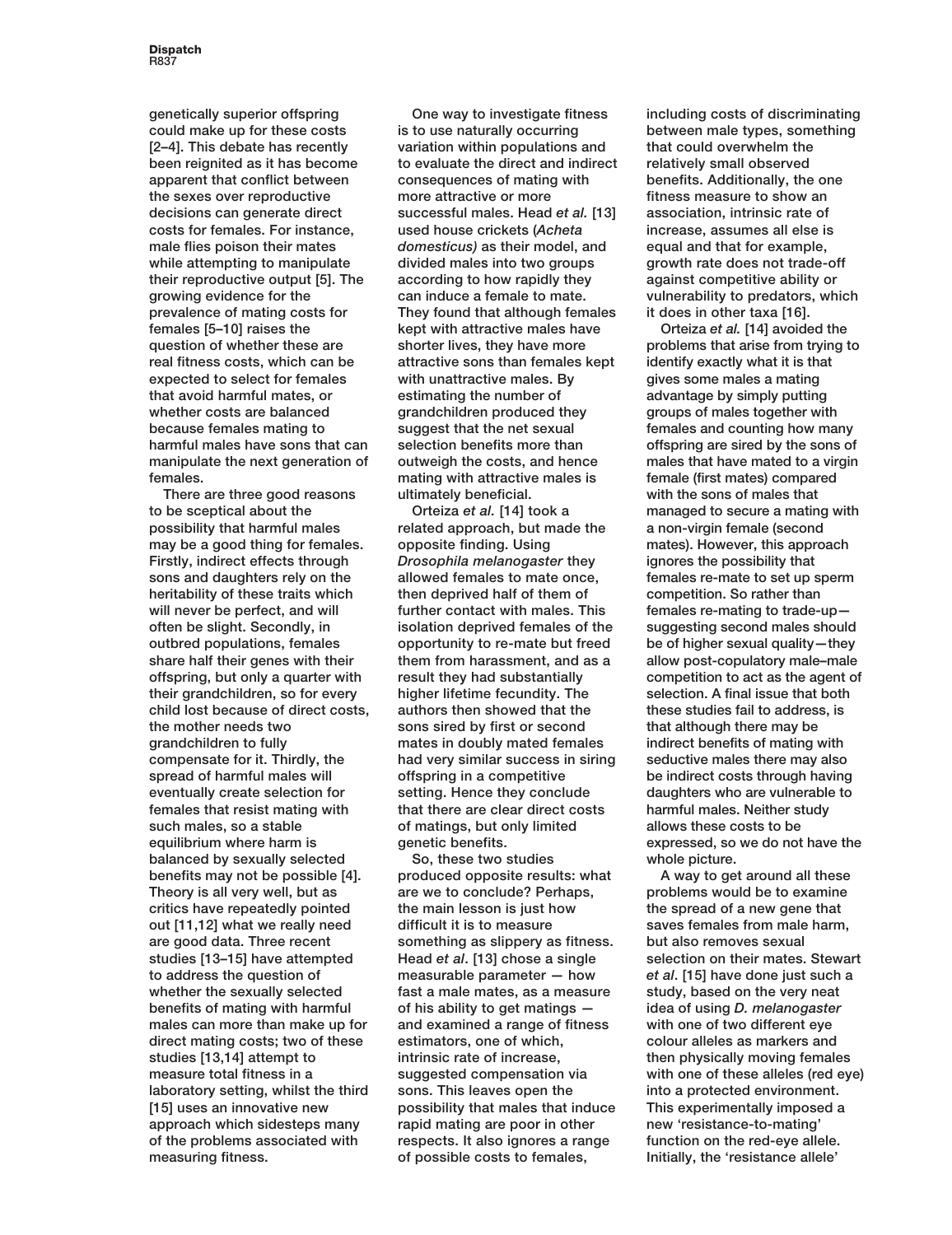genetically superior offspring could make up for these costs [2–4]. This debate has recently been reignited as it has become apparent that conflict between the sexes over reproductive decisions can generate direct costs for females. For instance, male flies poison their mates while attempting to manipulate their reproductive output [5]. The growing evidence for the prevalence of mating costs for females [5–10] raises the question of whether these are real fitness costs, which can be expected to select for females that avoid harmful mates, or whether costs are balanced because females mating to harmful males have sons that can manipulate the next generation of females.

There are three good reasons to be sceptical about the possibility that harmful males may be a good thing for females. Firstly, indirect effects through sons and daughters rely on the heritability of these traits which will never be perfect, and will often be slight. Secondly, in outbred populations, females share half their genes with their offspring, but only a quarter with their grandchildren, so for every child lost because of direct costs, the mother needs two grandchildren to fully compensate for it. Thirdly, the spread of harmful males will eventually create selection for females that resist mating with such males, so a stable equilibrium where harm is balanced by sexually selected benefits may not be possible [4]. Theory is all very well, but as critics have repeatedly pointed out [11,12] what we really need are good data. Three recent studies [13–15] have attempted to address the question of whether the sexually selected benefits of mating with harmful males can more than make up for direct mating costs; two of these studies [13,14] attempt to measure total fitness in a laboratory setting, whilst the third [15] uses an innovative new approach which sidesteps many of the problems associated with measuring fitness.

One way to investigate fitness is to use naturally occurring variation within populations and to evaluate the direct and indirect consequences of mating with more attractive or more successful males. Head *et al.* [13] used house crickets (*Acheta domesticus)* as their model, and divided males into two groups according to how rapidly they can induce a female to mate. They found that although females kept with attractive males have shorter lives, they have more attractive sons than females kept with unattractive males. By estimating the number of grandchildren produced they suggest that the net sexual selection benefits more than outweigh the costs, and hence mating with attractive males is ultimately beneficial.

Orteiza *et al.* [14] took a related approach, but made the opposite finding. Using *Drosophila melanogaster* they allowed females to mate once, then deprived half of them of further contact with males. This isolation deprived females of the opportunity to re-mate but freed them from harassment, and as a result they had substantially higher lifetime fecundity. The authors then showed that the sons sired by first or second mates in doubly mated females had very similar success in siring offspring in a competitive setting. Hence they conclude that there are clear direct costs of matings, but only limited genetic benefits.

So, these two studies produced opposite results: what are we to conclude? Perhaps, the main lesson is just how difficult it is to measure something as slippery as fitness. Head *et al*. [13] chose a single measurable parameter — how fast a male mates, as a measure of his ability to get matings — and examined a range of fitness estimators, one of which, intrinsic rate of increase, suggested compensation via sons. This leaves open the possibility that males that induce rapid mating are poor in other respects. It also ignores a range of possible costs to females, including costs of discriminating between male types, something that could overwhelm the relatively small observed benefits. Additionally, the one fitness measure to show an association, intrinsic rate of increase, assumes all else is equal and that for example, growth rate does not trade-off against competitive ability or vulnerability to predators, which it does in other taxa [16].

Orteiza *et al.* [14] avoided the problems that arise from trying to identify exactly what it is that gives some males a mating advantage by simply putting groups of males together with females and counting how many offspring are sired by the sons of males that have mated to a virgin female (first mates) compared with the sons of males that managed to secure a mating with a non-virgin female (second mates). However, this approach ignores the possibility that females re-mate to set up sperm competition. So rather than females re-mating to trade-up—suggesting second males should be of higher sexual quality—they allow post-copulatory male–male competition to act as the agent of selection. A final issue that both these studies fail to address, is that although there may be indirect benefits of mating with seductive males there may also be indirect costs through having daughters who are vulnerable to harmful males. Neither study allows these costs to be expressed, so we do not have the whole picture.

A way to get around all these problems would be to examine the spread of a new gene that saves females from male harm, but also removes sexual selection on their mates. Stewart *et al*. [15] have done just such a study, based on the very neat idea of using *D. melanogaster* with one of two different eye colour alleles as markers and then physically moving females with one of these alleles (red eye) into a protected environment. This experimentally imposed a new 'resistance-to-mating' function on the red-eye allele. Initially, the 'resistance allele'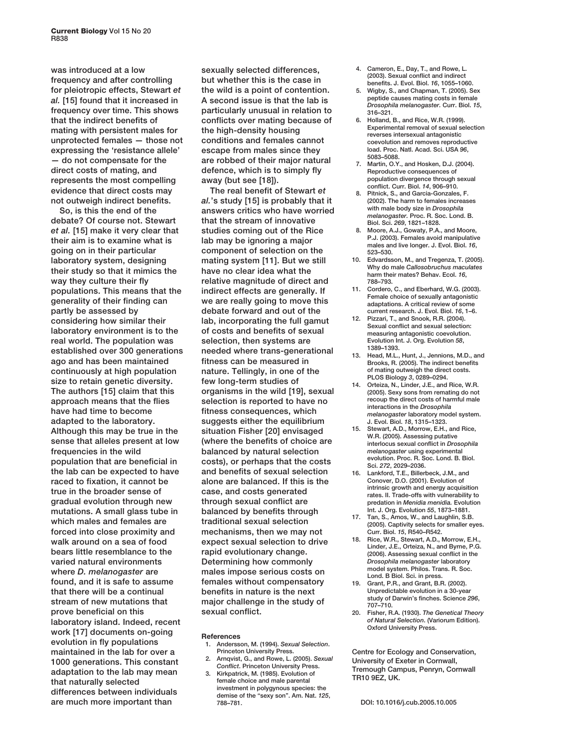was introduced at a low frequency and after controlling for pleiotropic effects, Stewart *et al.* [15] found that it increased in frequency over time. This shows that the indirect benefits of mating with persistent males for unprotected females — those not expressing the 'resistance allele' — do not compensate for the direct costs of mating, and represents the most compelling evidence that direct costs may not outweigh indirect benefits.

So, is this the end of the debate? Of course not. Stewart *et al.* [15] make it very clear that their aim is to examine what is going on in their particular laboratory system, designing their study so that it mimics the way they culture their fly populations. This means that the generality of their finding can partly be assessed by considering how similar their laboratory environment is to the real world. The population was established over 300 generations ago and has been maintained continuously at high population size to retain genetic diversity. The authors [15] claim that this approach means that the flies have had time to become adapted to the laboratory. Although this may be true in the sense that alleles present at low frequencies in the wild population that are beneficial in the lab can be expected to have raced to fixation, it cannot be true in the broader sense of gradual evolution through new mutations. A small glass tube in which males and females are forced into close proximity and walk around on a sea of food bears little resemblance to the varied natural environments where *D. melanogaster* are found, and it is safe to assume that there will be a continual stream of new mutations that prove beneficial on this laboratory island. Indeed, recent work [17] documents on-going evolution in fly populations maintained in the lab for over a 1000 generations. This constant adaptation to the lab may mean that naturally selected differences between individuals are much more important than sexually selected differences, but whether this is the case in the wild is a point of contention. A second issue is that the lab is particularly unusual in relation to conflicts over mating because of the high-density housing conditions and females cannot escape from males since they are robbed of their major natural defence, which is to simply fly away (but see [18]).

The real benefit of Stewart *et al.*'s study [15] is probably that it answers critics who have worried that the stream of innovative studies coming out of the Rice lab may be ignoring a major component of selection on the mating system [11]. But we still have no clear idea what the relative magnitude of direct and indirect effects are generally. If we are really going to move this debate forward and out of the lab, incorporating the full gamut of costs and benefits of sexual selection, then systems are needed where trans-generational fitness can be measured in nature. Tellingly, in one of the few long-term studies of organisms in the wild [19], sexual selection is reported to have no fitness consequences, which suggests either the equilibrium situation Fisher [20] envisaged (where the benefits of choice are balanced by natural selection costs), or perhaps that the costs and benefits of sexual selection alone are balanced. If this is the case, and costs generated through sexual conflict are balanced by benefits through traditional sexual selection mechanisms, then we may not expect sexual selection to drive rapid evolutionary change. Determining how commonly males impose serious costs on females without compensatory benefits in nature is the next major challenge in the study of sexual conflict.

#### References

1. Andersson, M. (1994). *Sexual Selection*. Princeton University Press.
2. Arnqvist, G., and Rowe, L. (2005). *Sexual Conflict*. Princeton University Press.
3. Kirkpatrick, M. (1985). Evolution of female choice and male parental investment in polygynous species: the demise of the "sexy son". Am. Nat. *125*, 788–781.
4. Cameron, E., Day, T., and Rowe, L. (2003). Sexual conflict and indirect benefits. J. Evol. Biol. *16*, 1055–1060.
5. Wigby, S., and Chapman, T. (2005). Sex peptide causes mating costs in female *Drosophila melanogaster*. Curr. Biol. *15*, 316–321.
6. Holland, B., and Rice, W.R. (1999). Experimental removal of sexual selection reverses intersexual antagonistic coevolution and removes reproductive load. Proc. Natl. Acad. Sci. USA *96*, 5083–5088.
7. Martin, O.Y., and Hosken, D.J. (2004). Reproductive consequences of population divergence through sexual conflict. Curr. Biol. *14*, 906–910.
8. Pitnick, S., and Garcia-Gonzales, F. (2002). The harm to females increases with male body size in *Drosophila melanogaster*. Proc. R. Soc. Lond. B. Biol. Sci. *269*, 1821–1828.
8. Moore, A.J., Gowaty, P.A., and Moore, P.J. (2003). Females avoid manipulative males and live longer. J. Evol. Biol. *16*, 523–530.
10. Edvardsson, M., and Tregenza, T. (2005). Why do male *Callosobruchus maculates* harm their mates? Behav. Ecol. *16*, 788–793.
11. Cordero, C., and Eberhard, W.G. (2003). Female choice of sexually antagonistic adaptations. A critical review of some current research. J. Evol. Biol. *16*, 1–6.
12. Pizzari, T., and Snook, R.R. (2004). Sexual conflict and sexual selection: measuring antagonistic coevolution. Evolution Int. J. Org. Evolution *58*, 1389–1393.
13. Head, M.L., Hunt, J., Jennions, M.D., and Brooks, R. (2005). The indirect benefits of mating outweigh the direct costs. PLOS Biology *3*, 0289–0294.
14. Orteiza, N., Linder, J.E., and Rice, W.R. (2005). Sexy sons from remating do not recoup the direct costs of harmful male interactions in the *Drosophila melanogaster* laboratory model system. J. Evol. Biol. *18*, 1315–1323.
15. Stewart, A.D., Morrow, E.H., and Rice, W.R. (2005). Assessing putative interlocus sexual conflict in *Drosophila melanogaster* using experimental evolution. Proc. R. Soc. Lond. B. Biol. Sci. *272*, 2029–2036.
16. Lankford, T.E., Billerbeck, J.M., and Conover, D.O. (2001). Evolution of intrinsic growth and energy acquisition rates. II. Trade-offs with vulnerability to predation in *Menidia menidia*. Evolution Int. J. Org. Evolution *55*, 1873–1881.
17. Tan, S., Amos, W., and Laughlin, S.B. (2005). Captivity selects for smaller eyes. Curr. Biol. *15*, R540–R542.
18. Rice, W.R., Stewart, A.D., Morrow, E.H., Linder, J.E., Orteiza, N., and Byrne, P.G. (2006). Assessing sexual conflict in the *Drosophila melanogaster* laboratory model system. Philos. Trans. R. Soc. Lond. B Biol. Sci. in press.
19. Grant, P.R., and Grant, B.R. (2002). Unpredictable evolution in a 30-year study of Darwin's finches. Science *296*, 707–710.
20. Fisher, R.A. (1930). *The Genetical Theory of Natural Selection*. (Variorum Edition). Oxford University Press.

Centre for Ecology and Conservation, University of Exeter in Cornwall, Tremough Campus, Penryn, Cornwall TR10 9EZ, UK.

DOI: 10.1016/j.cub.2005.10.005